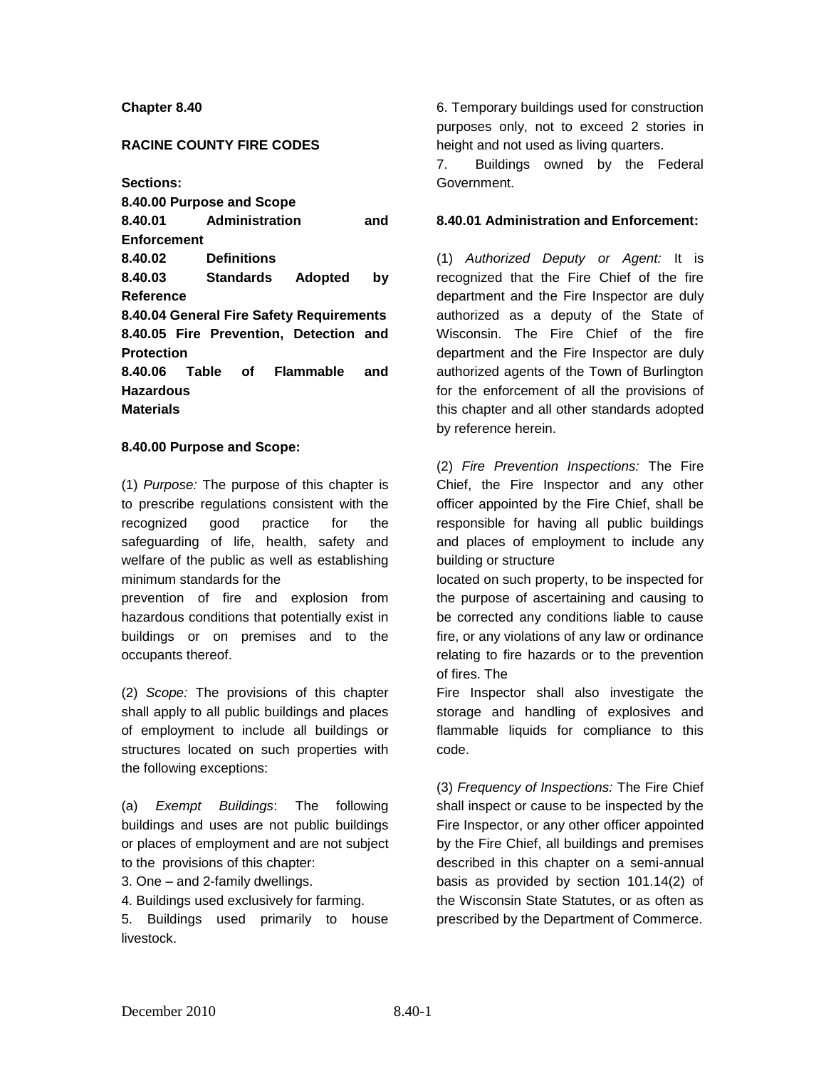**Chapter 8.40**

**RACINE COUNTY FIRE CODES**

**Sections:**

**8.40.00 Purpose and Scope**
**8.40.01 Administration and Enforcement**
**8.40.02 Definitions**
**8.40.03 Standards Adopted by Reference**
**8.40.04 General Fire Safety Requirements**
**8.40.05 Fire Prevention, Detection and Protection**
**8.40.06 Table of Flammable and Hazardous Materials**

**8.40.00 Purpose and Scope:**

(1) *Purpose:* The purpose of this chapter is to prescribe regulations consistent with the recognized good practice for the safeguarding of life, health, safety and welfare of the public as well as establishing minimum standards for the prevention of fire and explosion from hazardous conditions that potentially exist in buildings or on premises and to the occupants thereof.

(2) *Scope:* The provisions of this chapter shall apply to all public buildings and places of employment to include all buildings or structures located on such properties with the following exceptions:

(a) *Exempt Buildings*: The following buildings and uses are not public buildings or places of employment and are not subject to the provisions of this chapter:

3. One – and 2-family dwellings.
4. Buildings used exclusively for farming.
5. Buildings used primarily to house livestock.
6. Temporary buildings used for construction purposes only, not to exceed 2 stories in height and not used as living quarters.
7. Buildings owned by the Federal Government.

**8.40.01 Administration and Enforcement:**

(1) *Authorized Deputy or Agent:* It is recognized that the Fire Chief of the fire department and the Fire Inspector are duly authorized as a deputy of the State of Wisconsin. The Fire Chief of the fire department and the Fire Inspector are duly authorized agents of the Town of Burlington for the enforcement of all the provisions of this chapter and all other standards adopted by reference herein.

(2) *Fire Prevention Inspections:* The Fire Chief, the Fire Inspector and any other officer appointed by the Fire Chief, shall be responsible for having all public buildings and places of employment to include any building or structure located on such property, to be inspected for the purpose of ascertaining and causing to be corrected any conditions liable to cause fire, or any violations of any law or ordinance relating to fire hazards or to the prevention of fires. The Fire Inspector shall also investigate the storage and handling of explosives and flammable liquids for compliance to this code.

(3) *Frequency of Inspections:* The Fire Chief shall inspect or cause to be inspected by the Fire Inspector, or any other officer appointed by the Fire Chief, all buildings and premises described in this chapter on a semi-annual basis as provided by section 101.14(2) of the Wisconsin State Statutes, or as often as prescribed by the Department of Commerce.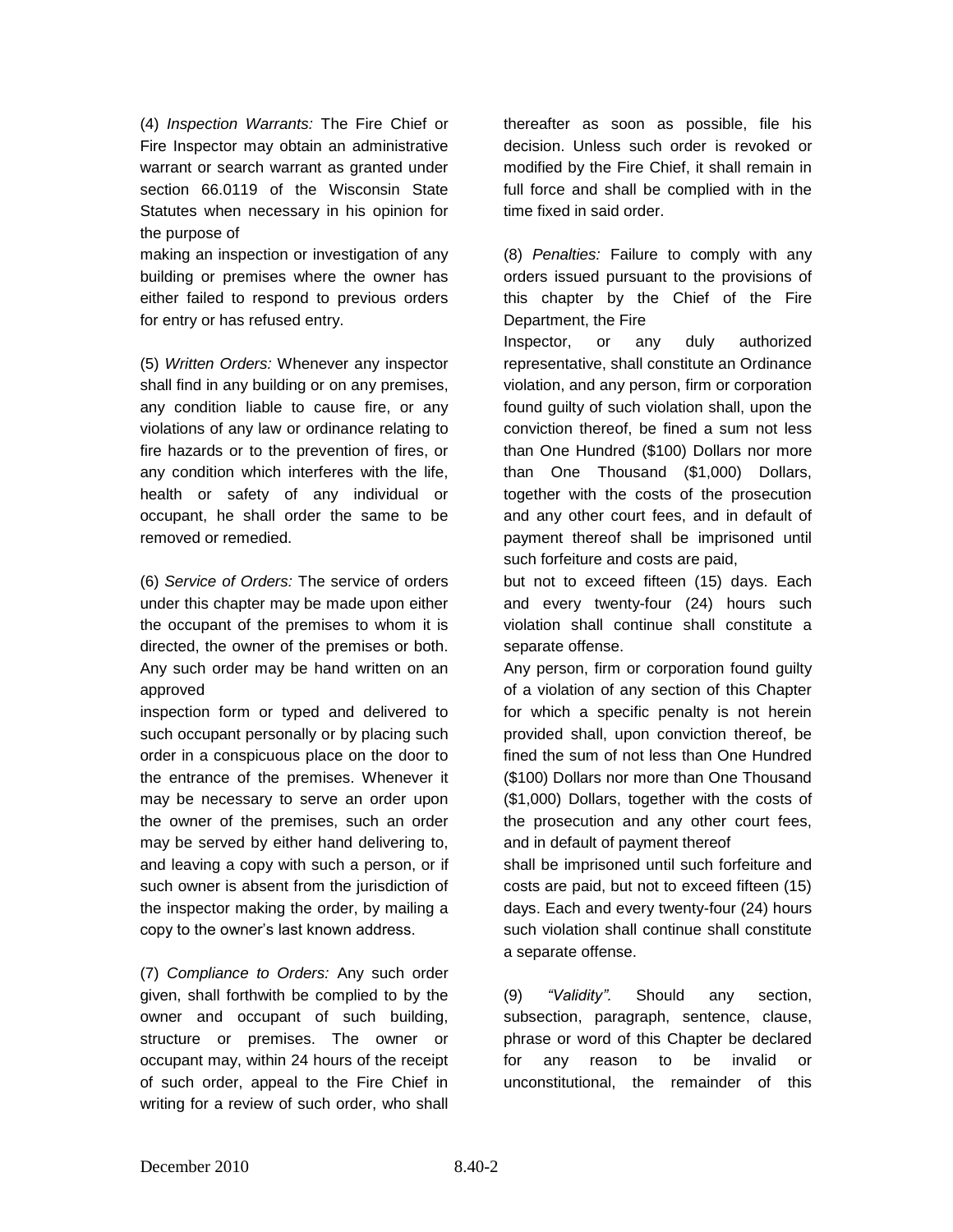(4) *Inspection Warrants:* The Fire Chief or Fire Inspector may obtain an administrative warrant or search warrant as granted under section 66.0119 of the Wisconsin State Statutes when necessary in his opinion for the purpose of making an inspection or investigation of any building or premises where the owner has either failed to respond to previous orders for entry or has refused entry.

(5) *Written Orders:* Whenever any inspector shall find in any building or on any premises, any condition liable to cause fire, or any violations of any law or ordinance relating to fire hazards or to the prevention of fires, or any condition which interferes with the life, health or safety of any individual or occupant, he shall order the same to be removed or remedied.

(6) *Service of Orders:* The service of orders under this chapter may be made upon either the occupant of the premises to whom it is directed, the owner of the premises or both. Any such order may be hand written on an approved inspection form or typed and delivered to such occupant personally or by placing such order in a conspicuous place on the door to the entrance of the premises. Whenever it may be necessary to serve an order upon the owner of the premises, such an order may be served by either hand delivering to, and leaving a copy with such a person, or if such owner is absent from the jurisdiction of the inspector making the order, by mailing a copy to the owner's last known address.

(7) *Compliance to Orders:* Any such order given, shall forthwith be complied to by the owner and occupant of such building, structure or premises. The owner or occupant may, within 24 hours of the receipt of such order, appeal to the Fire Chief in writing for a review of such order, who shall thereafter as soon as possible, file his decision. Unless such order is revoked or modified by the Fire Chief, it shall remain in full force and shall be complied with in the time fixed in said order.

(8) *Penalties:* Failure to comply with any orders issued pursuant to the provisions of this chapter by the Chief of the Fire Department, the Fire Inspector, or any duly authorized representative, shall constitute an Ordinance violation, and any person, firm or corporation found guilty of such violation shall, upon the conviction thereof, be fined a sum not less than One Hundred ($100) Dollars nor more than One Thousand ($1,000) Dollars, together with the costs of the prosecution and any other court fees, and in default of payment thereof shall be imprisoned until such forfeiture and costs are paid, but not to exceed fifteen (15) days. Each and every twenty-four (24) hours such violation shall continue shall constitute a separate offense.

Any person, firm or corporation found guilty of a violation of any section of this Chapter for which a specific penalty is not herein provided shall, upon conviction thereof, be fined the sum of not less than One Hundred ($100) Dollars nor more than One Thousand ($1,000) Dollars, together with the costs of the prosecution and any other court fees, and in default of payment thereof shall be imprisoned until such forfeiture and costs are paid, but not to exceed fifteen (15) days. Each and every twenty-four (24) hours such violation shall continue shall constitute a separate offense.

(9) *"Validity".* Should any section, subsection, paragraph, sentence, clause, phrase or word of this Chapter be declared for any reason to be invalid or unconstitutional, the remainder of this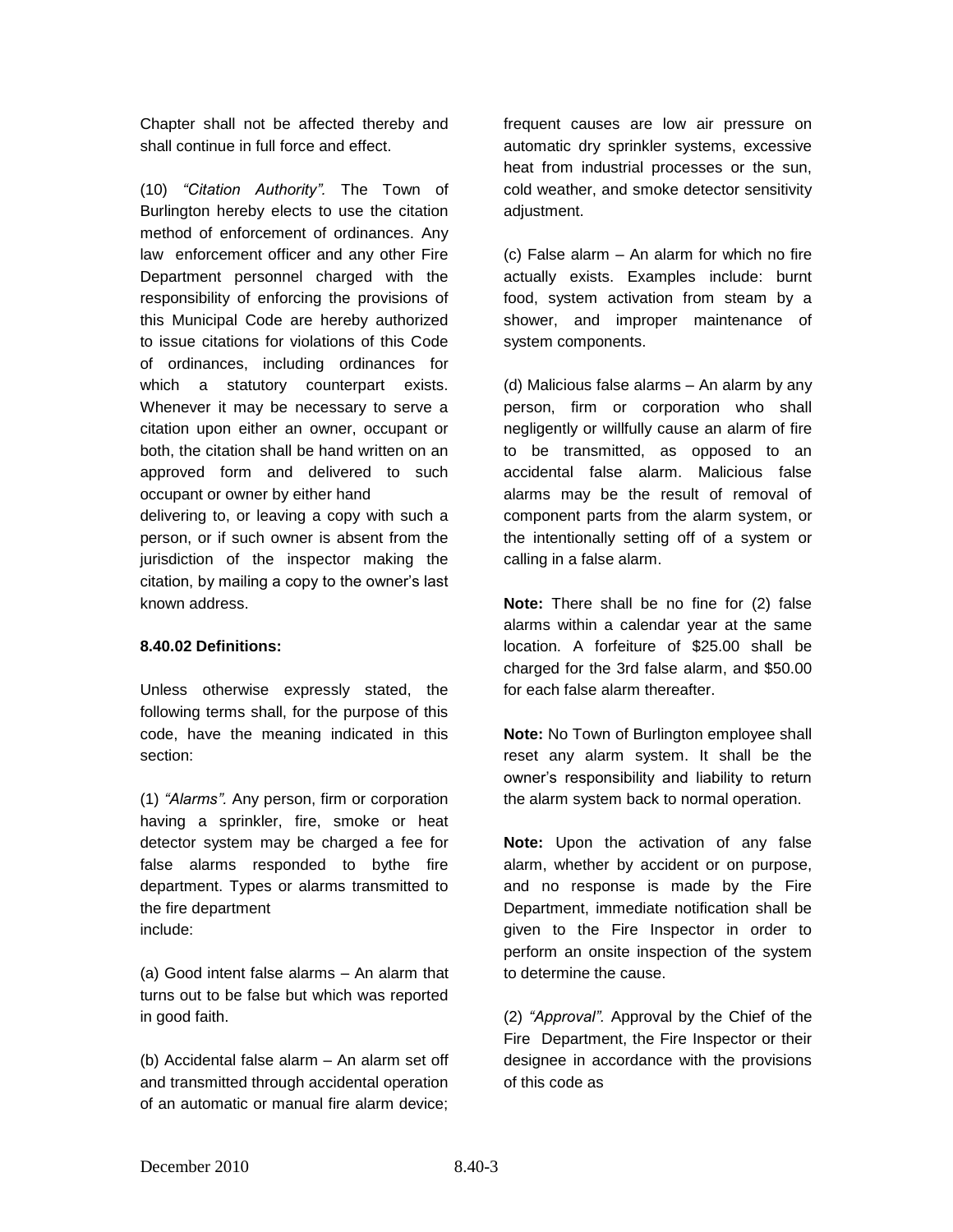Chapter shall not be affected thereby and shall continue in full force and effect.

(10) *"Citation Authority".* The Town of Burlington hereby elects to use the citation method of enforcement of ordinances. Any law enforcement officer and any other Fire Department personnel charged with the responsibility of enforcing the provisions of this Municipal Code are hereby authorized to issue citations for violations of this Code of ordinances, including ordinances for which a statutory counterpart exists. Whenever it may be necessary to serve a citation upon either an owner, occupant or both, the citation shall be hand written on an approved form and delivered to such occupant or owner by either hand delivering to, or leaving a copy with such a person, or if such owner is absent from the jurisdiction of the inspector making the citation, by mailing a copy to the owner's last known address.

**8.40.02 Definitions:**

Unless otherwise expressly stated, the following terms shall, for the purpose of this code, have the meaning indicated in this section:

(1) *"Alarms".* Any person, firm or corporation having a sprinkler, fire, smoke or heat detector system may be charged a fee for false alarms responded to bythe fire department. Types or alarms transmitted to the fire department include:

(a) Good intent false alarms – An alarm that turns out to be false but which was reported in good faith.

(b) Accidental false alarm – An alarm set off and transmitted through accidental operation of an automatic or manual fire alarm device; frequent causes are low air pressure on automatic dry sprinkler systems, excessive heat from industrial processes or the sun, cold weather, and smoke detector sensitivity adjustment.

(c) False alarm – An alarm for which no fire actually exists. Examples include: burnt food, system activation from steam by a shower, and improper maintenance of system components.

(d) Malicious false alarms – An alarm by any person, firm or corporation who shall negligently or willfully cause an alarm of fire to be transmitted, as opposed to an accidental false alarm. Malicious false alarms may be the result of removal of component parts from the alarm system, or the intentionally setting off of a system or calling in a false alarm.

**Note:** There shall be no fine for (2) false alarms within a calendar year at the same location. A forfeiture of $25.00 shall be charged for the 3rd false alarm, and $50.00 for each false alarm thereafter.

**Note:** No Town of Burlington employee shall reset any alarm system. It shall be the owner's responsibility and liability to return the alarm system back to normal operation.

**Note:** Upon the activation of any false alarm, whether by accident or on purpose, and no response is made by the Fire Department, immediate notification shall be given to the Fire Inspector in order to perform an onsite inspection of the system to determine the cause.

(2) *"Approval".* Approval by the Chief of the Fire Department, the Fire Inspector or their designee in accordance with the provisions of this code as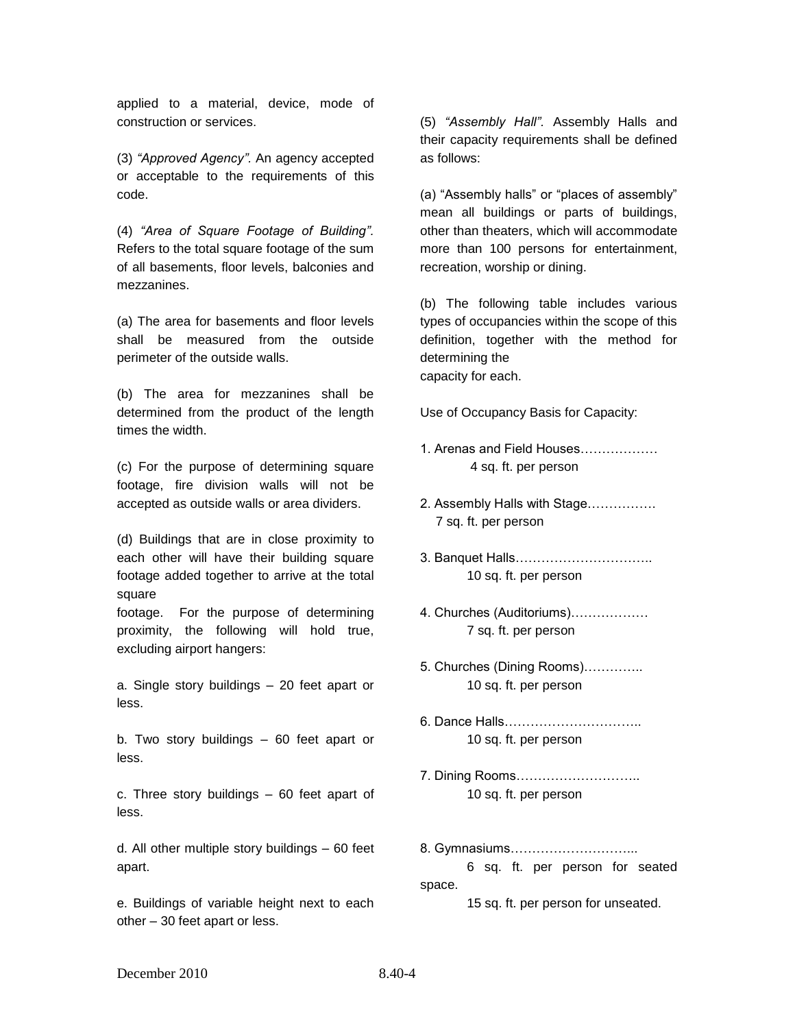applied to a material, device, mode of construction or services.

(3) *"Approved Agency".* An agency accepted or acceptable to the requirements of this code.

(4) *"Area of Square Footage of Building".* Refers to the total square footage of the sum of all basements, floor levels, balconies and mezzanines.

(a) The area for basements and floor levels shall be measured from the outside perimeter of the outside walls.

(b) The area for mezzanines shall be determined from the product of the length times the width.

(c) For the purpose of determining square footage, fire division walls will not be accepted as outside walls or area dividers.

(d) Buildings that are in close proximity to each other will have their building square footage added together to arrive at the total square footage. For the purpose of determining proximity, the following will hold true, excluding airport hangers:

a. Single story buildings – 20 feet apart or less.

b. Two story buildings – 60 feet apart or less.

c. Three story buildings – 60 feet apart of less.

d. All other multiple story buildings – 60 feet apart.

e. Buildings of variable height next to each other – 30 feet apart or less.

(5) *"Assembly Hall".* Assembly Halls and their capacity requirements shall be defined as follows:

(a) "Assembly halls" or "places of assembly" mean all buildings or parts of buildings, other than theaters, which will accommodate more than 100 persons for entertainment, recreation, worship or dining.

(b) The following table includes various types of occupancies within the scope of this definition, together with the method for determining the capacity for each.

Use of Occupancy Basis for Capacity:

1. Arenas and Field Houses……………… 4 sq. ft. per person

2. Assembly Halls with Stage……………. 7 sq. ft. per person

3. Banquet Halls………………………….. 10 sq. ft. per person

4. Churches (Auditoriums)……………… 7 sq. ft. per person

5. Churches (Dining Rooms)………….. 10 sq. ft. per person

6. Dance Halls………………………….. 10 sq. ft. per person

7. Dining Rooms……………………….. 10 sq. ft. per person

8. Gymnasiums………………………... 6 sq. ft. per person for seated space.
   15 sq. ft. per person for unseated.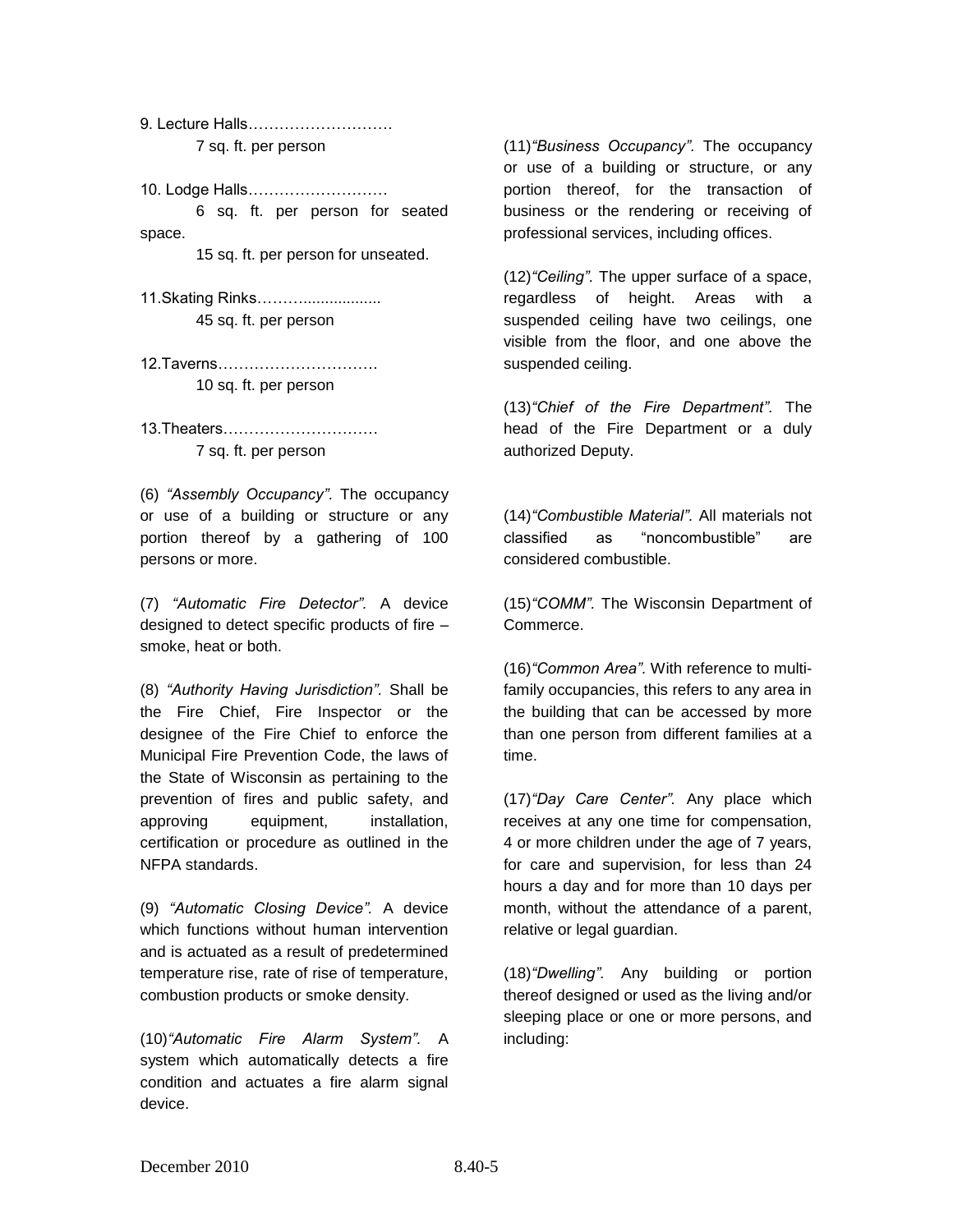9. Lecture Halls……………………….
 7 sq. ft. per person

10. Lodge Halls………………………
 6 sq. ft. per person for seated space.
 15 sq. ft. per person for unseated.

11.Skating Rinks……….................
 45 sq. ft. per person

12.Taverns…………………………
 10 sq. ft. per person

13.Theaters…………………………
 7 sq. ft. per person

(6) *"Assembly Occupancy".* The occupancy or use of a building or structure or any portion thereof by a gathering of 100 persons or more.

(7) *"Automatic Fire Detector".* A device designed to detect specific products of fire – smoke, heat or both.

(8) *"Authority Having Jurisdiction".* Shall be the Fire Chief, Fire Inspector or the designee of the Fire Chief to enforce the Municipal Fire Prevention Code, the laws of the State of Wisconsin as pertaining to the prevention of fires and public safety, and approving equipment, installation, certification or procedure as outlined in the NFPA standards.

(9) *"Automatic Closing Device".* A device which functions without human intervention and is actuated as a result of predetermined temperature rise, rate of rise of temperature, combustion products or smoke density.

(10)*"Automatic Fire Alarm System".* A system which automatically detects a fire condition and actuates a fire alarm signal device.

(11)*"Business Occupancy".* The occupancy or use of a building or structure, or any portion thereof, for the transaction of business or the rendering or receiving of professional services, including offices.

(12)*"Ceiling".* The upper surface of a space, regardless of height. Areas with a suspended ceiling have two ceilings, one visible from the floor, and one above the suspended ceiling.

(13)*"Chief of the Fire Department".* The head of the Fire Department or a duly authorized Deputy.

(14)*"Combustible Material".* All materials not classified as "noncombustible" are considered combustible.

(15)*"COMM".* The Wisconsin Department of Commerce.

(16)*"Common Area".* With reference to multi-family occupancies, this refers to any area in the building that can be accessed by more than one person from different families at a time.

(17)*"Day Care Center".* Any place which receives at any one time for compensation, 4 or more children under the age of 7 years, for care and supervision, for less than 24 hours a day and for more than 10 days per month, without the attendance of a parent, relative or legal guardian.

(18)*"Dwelling".* Any building or portion thereof designed or used as the living and/or sleeping place or one or more persons, and including: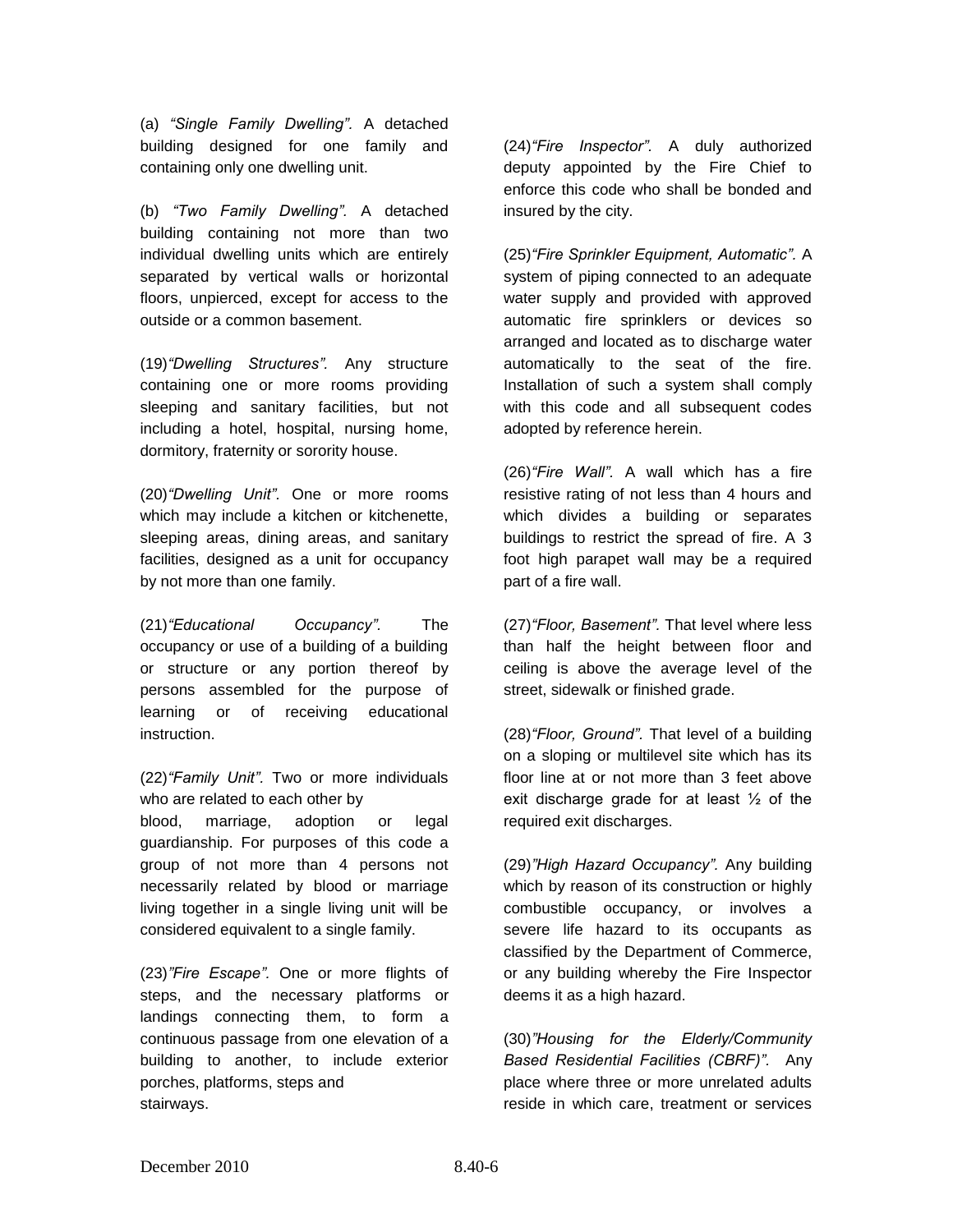(a) *"Single Family Dwelling"*. A detached building designed for one family and containing only one dwelling unit.

(b) *"Two Family Dwelling"*. A detached building containing not more than two individual dwelling units which are entirely separated by vertical walls or horizontal floors, unpierced, except for access to the outside or a common basement.

(19)*"Dwelling Structures"*. Any structure containing one or more rooms providing sleeping and sanitary facilities, but not including a hotel, hospital, nursing home, dormitory, fraternity or sorority house.

(20)*"Dwelling Unit"*. One or more rooms which may include a kitchen or kitchenette, sleeping areas, dining areas, and sanitary facilities, designed as a unit for occupancy by not more than one family.

(21)*"Educational Occupancy"*. The occupancy or use of a building of a building or structure or any portion thereof by persons assembled for the purpose of learning or of receiving educational instruction.

(22)*"Family Unit"*. Two or more individuals who are related to each other by blood, marriage, adoption or legal guardianship. For purposes of this code a group of not more than 4 persons not necessarily related by blood or marriage living together in a single living unit will be considered equivalent to a single family.

(23)*"Fire Escape"*. One or more flights of steps, and the necessary platforms or landings connecting them, to form a continuous passage from one elevation of a building to another, to include exterior porches, platforms, steps and stairways.

(24)*"Fire Inspector"*. A duly authorized deputy appointed by the Fire Chief to enforce this code who shall be bonded and insured by the city.

(25)*"Fire Sprinkler Equipment, Automatic"*. A system of piping connected to an adequate water supply and provided with approved automatic fire sprinklers or devices so arranged and located as to discharge water automatically to the seat of the fire. Installation of such a system shall comply with this code and all subsequent codes adopted by reference herein.

(26)*"Fire Wall"*. A wall which has a fire resistive rating of not less than 4 hours and which divides a building or separates buildings to restrict the spread of fire. A 3 foot high parapet wall may be a required part of a fire wall.

(27)*"Floor, Basement"*. That level where less than half the height between floor and ceiling is above the average level of the street, sidewalk or finished grade.

(28)*"Floor, Ground"*. That level of a building on a sloping or multilevel site which has its floor line at or not more than 3 feet above exit discharge grade for at least ½ of the required exit discharges.

(29)*"High Hazard Occupancy"*. Any building which by reason of its construction or highly combustible occupancy, or involves a severe life hazard to its occupants as classified by the Department of Commerce, or any building whereby the Fire Inspector deems it as a high hazard.

(30)*"Housing for the Elderly/Community Based Residential Facilities (CBRF)"*. Any place where three or more unrelated adults reside in which care, treatment or services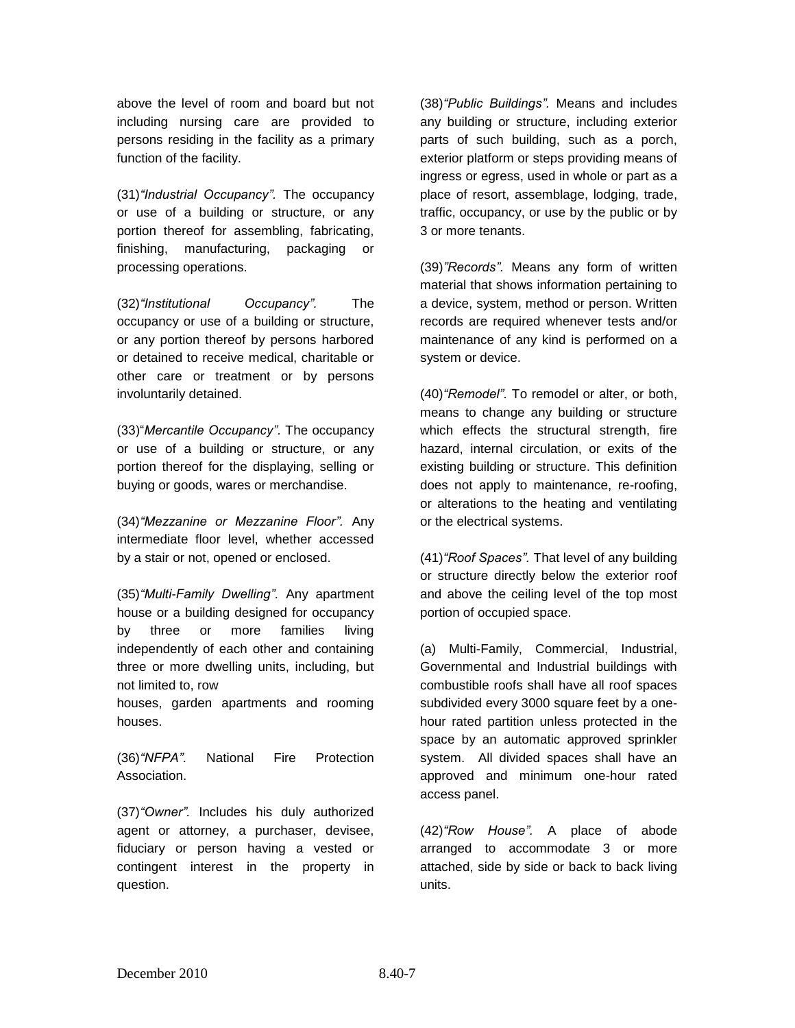above the level of room and board but not including nursing care are provided to persons residing in the facility as a primary function of the facility.

(31)*"Industrial Occupancy".* The occupancy or use of a building or structure, or any portion thereof for assembling, fabricating, finishing, manufacturing, packaging or processing operations.

(32)*"Institutional Occupancy".* The occupancy or use of a building or structure, or any portion thereof by persons harbored or detained to receive medical, charitable or other care or treatment or by persons involuntarily detained.

(33)"*Mercantile Occupancy".* The occupancy or use of a building or structure, or any portion thereof for the displaying, selling or buying or goods, wares or merchandise.

(34)*"Mezzanine or Mezzanine Floor".* Any intermediate floor level, whether accessed by a stair or not, opened or enclosed.

(35)*"Multi-Family Dwelling".* Any apartment house or a building designed for occupancy by three or more families living independently of each other and containing three or more dwelling units, including, but not limited to, row houses, garden apartments and rooming houses.

(36)*"NFPA".* National Fire Protection Association.

(37)*"Owner".* Includes his duly authorized agent or attorney, a purchaser, devisee, fiduciary or person having a vested or contingent interest in the property in question.

(38)*"Public Buildings".* Means and includes any building or structure, including exterior parts of such building, such as a porch, exterior platform or steps providing means of ingress or egress, used in whole or part as a place of resort, assemblage, lodging, trade, traffic, occupancy, or use by the public or by 3 or more tenants.

(39)*"Records".* Means any form of written material that shows information pertaining to a device, system, method or person. Written records are required whenever tests and/or maintenance of any kind is performed on a system or device.

(40)*"Remodel".* To remodel or alter, or both, means to change any building or structure which effects the structural strength, fire hazard, internal circulation, or exits of the existing building or structure. This definition does not apply to maintenance, re-roofing, or alterations to the heating and ventilating or the electrical systems.

(41)*"Roof Spaces".* That level of any building or structure directly below the exterior roof and above the ceiling level of the top most portion of occupied space.

(a) Multi-Family, Commercial, Industrial, Governmental and Industrial buildings with combustible roofs shall have all roof spaces subdivided every 3000 square feet by a one-hour rated partition unless protected in the space by an automatic approved sprinkler system. All divided spaces shall have an approved and minimum one-hour rated access panel.

(42)*"Row House".* A place of abode arranged to accommodate 3 or more attached, side by side or back to back living units.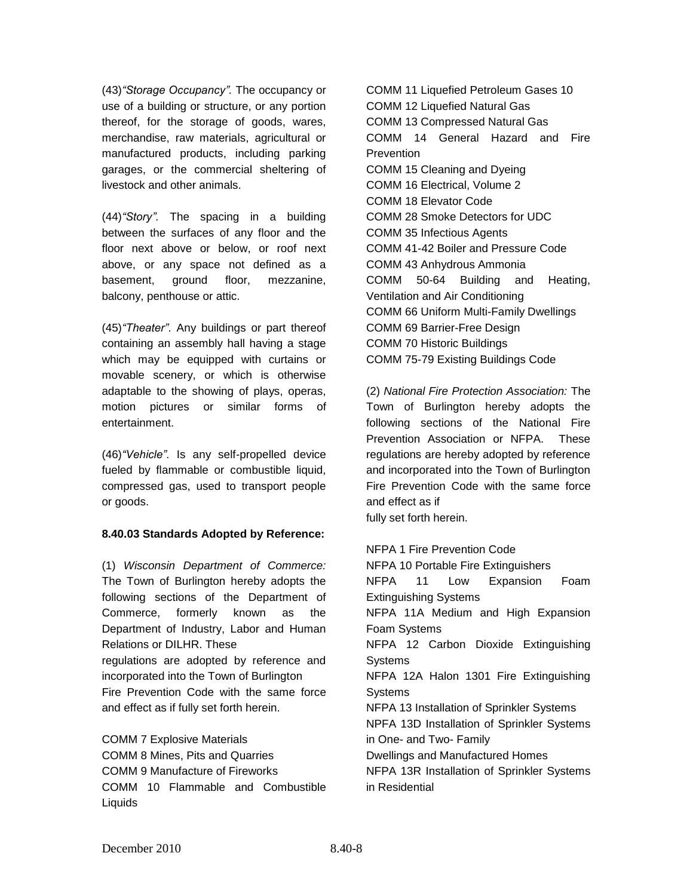(43)*"Storage Occupancy".* The occupancy or use of a building or structure, or any portion thereof, for the storage of goods, wares, merchandise, raw materials, agricultural or manufactured products, including parking garages, or the commercial sheltering of livestock and other animals.

(44)*"Story".* The spacing in a building between the surfaces of any floor and the floor next above or below, or roof next above, or any space not defined as a basement, ground floor, mezzanine, balcony, penthouse or attic.

(45)*"Theater".* Any buildings or part thereof containing an assembly hall having a stage which may be equipped with curtains or movable scenery, or which is otherwise adaptable to the showing of plays, operas, motion pictures or similar forms of entertainment.

(46)*"Vehicle".* Is any self-propelled device fueled by flammable or combustible liquid, compressed gas, used to transport people or goods.

**8.40.03 Standards Adopted by Reference:**

(1) *Wisconsin Department of Commerce:* The Town of Burlington hereby adopts the following sections of the Department of Commerce, formerly known as the Department of Industry, Labor and Human Relations or DILHR. These regulations are adopted by reference and incorporated into the Town of Burlington Fire Prevention Code with the same force and effect as if fully set forth herein.

COMM 7 Explosive Materials
COMM 8 Mines, Pits and Quarries
COMM 9 Manufacture of Fireworks
COMM 10 Flammable and Combustible Liquids
COMM 11 Liquefied Petroleum Gases 10
COMM 12 Liquefied Natural Gas
COMM 13 Compressed Natural Gas
COMM 14 General Hazard and Fire Prevention
COMM 15 Cleaning and Dyeing
COMM 16 Electrical, Volume 2
COMM 18 Elevator Code
COMM 28 Smoke Detectors for UDC
COMM 35 Infectious Agents
COMM 41-42 Boiler and Pressure Code
COMM 43 Anhydrous Ammonia
COMM 50-64 Building and Heating, Ventilation and Air Conditioning
COMM 66 Uniform Multi-Family Dwellings
COMM 69 Barrier-Free Design
COMM 70 Historic Buildings
COMM 75-79 Existing Buildings Code

(2) *National Fire Protection Association:* The Town of Burlington hereby adopts the following sections of the National Fire Prevention Association or NFPA. These regulations are hereby adopted by reference and incorporated into the Town of Burlington Fire Prevention Code with the same force and effect as if fully set forth herein.

NFPA 1 Fire Prevention Code
NFPA 10 Portable Fire Extinguishers
NFPA 11 Low Expansion Foam Extinguishing Systems
NFPA 11A Medium and High Expansion Foam Systems
NFPA 12 Carbon Dioxide Extinguishing Systems
NFPA 12A Halon 1301 Fire Extinguishing Systems
NFPA 13 Installation of Sprinkler Systems
NPFA 13D Installation of Sprinkler Systems in One- and Two- Family Dwellings and Manufactured Homes
NFPA 13R Installation of Sprinkler Systems in Residential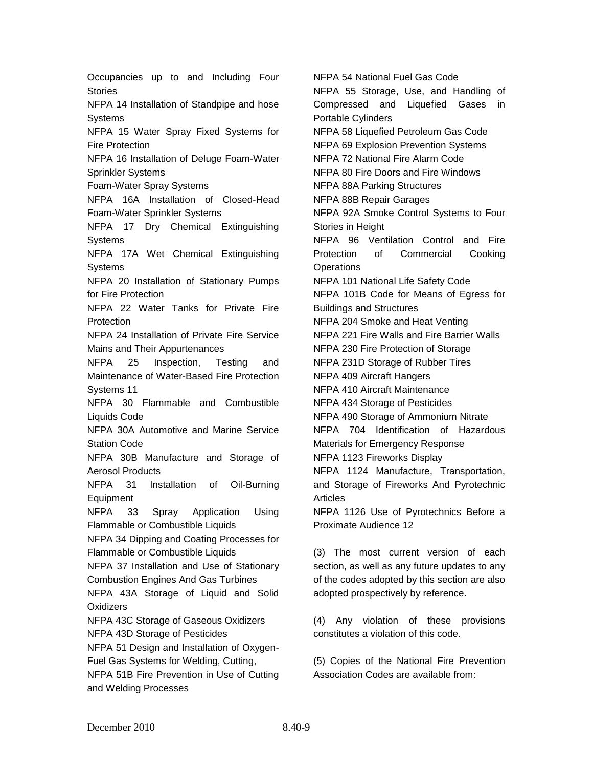Occupancies up to and Including Four Stories

NFPA 14 Installation of Standpipe and hose Systems

NFPA 15 Water Spray Fixed Systems for Fire Protection

NFPA 16 Installation of Deluge Foam-Water Sprinkler Systems

Foam-Water Spray Systems

NFPA 16A Installation of Closed-Head Foam-Water Sprinkler Systems

NFPA 17 Dry Chemical Extinguishing Systems

NFPA 17A Wet Chemical Extinguishing Systems

NFPA 20 Installation of Stationary Pumps for Fire Protection

NFPA 22 Water Tanks for Private Fire Protection

NFPA 24 Installation of Private Fire Service Mains and Their Appurtenances

NFPA 25 Inspection, Testing and Maintenance of Water-Based Fire Protection Systems 11

NFPA 30 Flammable and Combustible Liquids Code

NFPA 30A Automotive and Marine Service Station Code

NFPA 30B Manufacture and Storage of Aerosol Products

NFPA 31 Installation of Oil-Burning Equipment

NFPA 33 Spray Application Using Flammable or Combustible Liquids

NFPA 34 Dipping and Coating Processes for Flammable or Combustible Liquids

NFPA 37 Installation and Use of Stationary Combustion Engines And Gas Turbines

NFPA 43A Storage of Liquid and Solid Oxidizers

NFPA 43C Storage of Gaseous Oxidizers

NFPA 43D Storage of Pesticides

NFPA 51 Design and Installation of Oxygen-Fuel Gas Systems for Welding, Cutting,

NFPA 51B Fire Prevention in Use of Cutting and Welding Processes

NFPA 54 National Fuel Gas Code

NFPA 55 Storage, Use, and Handling of Compressed and Liquefied Gases in Portable Cylinders

NFPA 58 Liquefied Petroleum Gas Code

NFPA 69 Explosion Prevention Systems

NFPA 72 National Fire Alarm Code

NFPA 80 Fire Doors and Fire Windows

NFPA 88A Parking Structures

NFPA 88B Repair Garages

NFPA 92A Smoke Control Systems to Four Stories in Height

NFPA 96 Ventilation Control and Fire Protection of Commercial Cooking Operations

NFPA 101 National Life Safety Code

NFPA 101B Code for Means of Egress for Buildings and Structures

NFPA 204 Smoke and Heat Venting

NFPA 221 Fire Walls and Fire Barrier Walls

NFPA 230 Fire Protection of Storage

NFPA 231D Storage of Rubber Tires

NFPA 409 Aircraft Hangers

NFPA 410 Aircraft Maintenance

NFPA 434 Storage of Pesticides

NFPA 490 Storage of Ammonium Nitrate

NFPA 704 Identification of Hazardous Materials for Emergency Response

NFPA 1123 Fireworks Display

NFPA 1124 Manufacture, Transportation, and Storage of Fireworks And Pyrotechnic Articles

NFPA 1126 Use of Pyrotechnics Before a Proximate Audience 12

(3) The most current version of each section, as well as any future updates to any of the codes adopted by this section are also adopted prospectively by reference.

(4) Any violation of these provisions constitutes a violation of this code.

(5) Copies of the National Fire Prevention Association Codes are available from: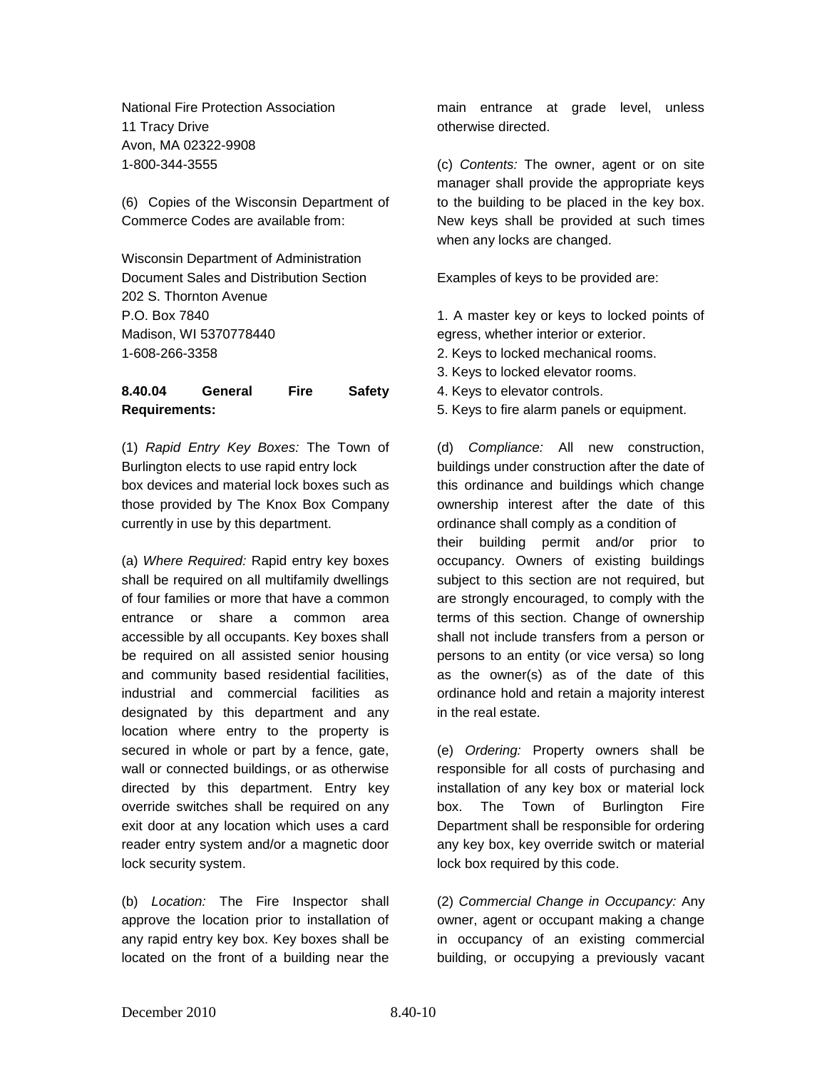National Fire Protection Association
11 Tracy Drive
Avon, MA 02322-9908
1-800-344-3555

(6) Copies of the Wisconsin Department of Commerce Codes are available from:

Wisconsin Department of Administration
Document Sales and Distribution Section
202 S. Thornton Avenue
P.O. Box 7840
Madison, WI 5370778440
1-608-266-3358

**8.40.04 General Fire Safety Requirements:**

(1) *Rapid Entry Key Boxes:* The Town of Burlington elects to use rapid entry lock box devices and material lock boxes such as those provided by The Knox Box Company currently in use by this department.

(a) *Where Required:* Rapid entry key boxes shall be required on all multifamily dwellings of four families or more that have a common entrance or share a common area accessible by all occupants. Key boxes shall be required on all assisted senior housing and community based residential facilities, industrial and commercial facilities as designated by this department and any location where entry to the property is secured in whole or part by a fence, gate, wall or connected buildings, or as otherwise directed by this department. Entry key override switches shall be required on any exit door at any location which uses a card reader entry system and/or a magnetic door lock security system.

(b) *Location:* The Fire Inspector shall approve the location prior to installation of any rapid entry key box. Key boxes shall be located on the front of a building near the main entrance at grade level, unless otherwise directed.

(c) *Contents:* The owner, agent or on site manager shall provide the appropriate keys to the building to be placed in the key box. New keys shall be provided at such times when any locks are changed.

Examples of keys to be provided are:

1. A master key or keys to locked points of egress, whether interior or exterior.
2. Keys to locked mechanical rooms.
3. Keys to locked elevator rooms.
4. Keys to elevator controls.
5. Keys to fire alarm panels or equipment.

(d) *Compliance:* All new construction, buildings under construction after the date of this ordinance and buildings which change ownership interest after the date of this ordinance shall comply as a condition of their building permit and/or prior to occupancy. Owners of existing buildings subject to this section are not required, but are strongly encouraged, to comply with the terms of this section. Change of ownership shall not include transfers from a person or persons to an entity (or vice versa) so long as the owner(s) as of the date of this ordinance hold and retain a majority interest in the real estate.

(e) *Ordering:* Property owners shall be responsible for all costs of purchasing and installation of any key box or material lock box. The Town of Burlington Fire Department shall be responsible for ordering any key box, key override switch or material lock box required by this code.

(2) *Commercial Change in Occupancy:* Any owner, agent or occupant making a change in occupancy of an existing commercial building, or occupying a previously vacant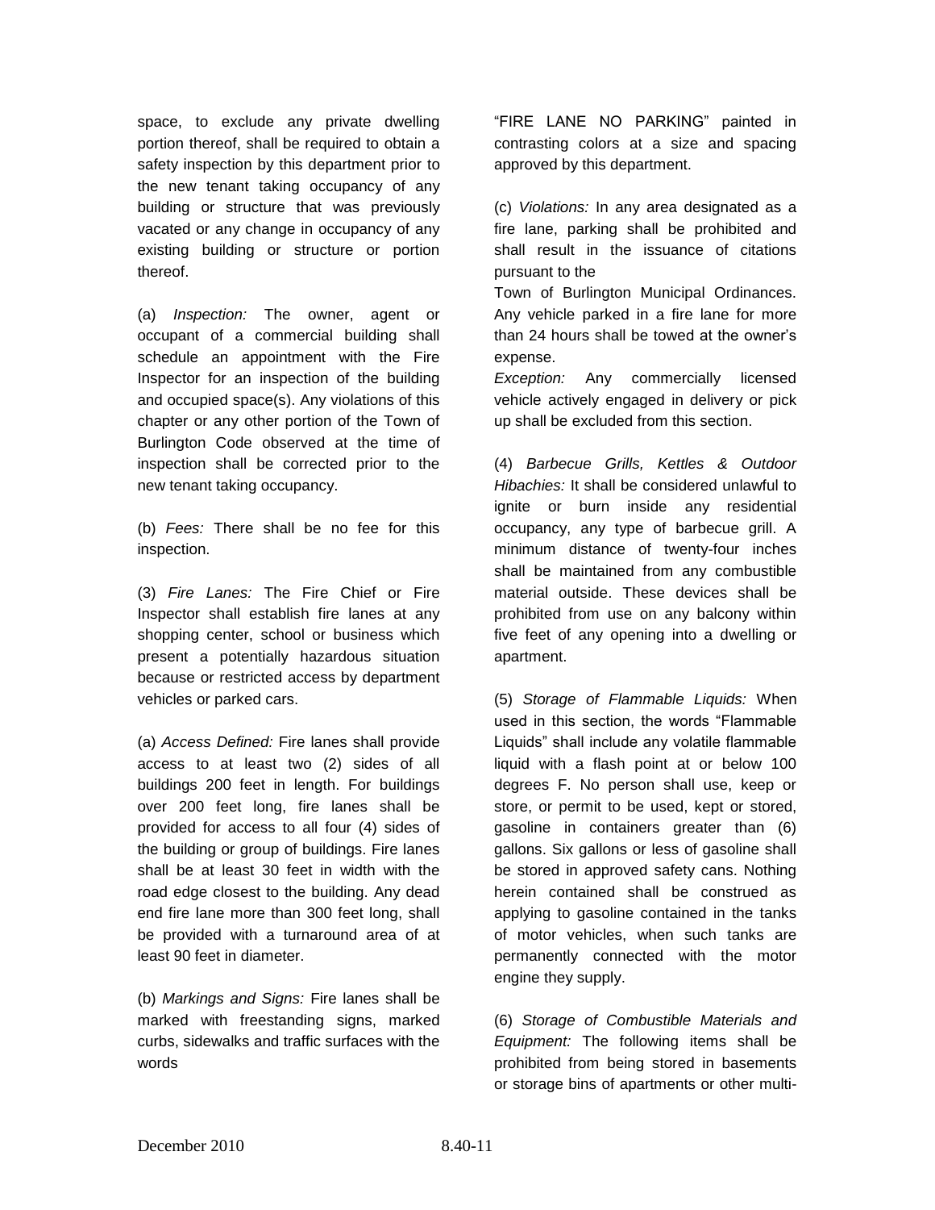space, to exclude any private dwelling portion thereof, shall be required to obtain a safety inspection by this department prior to the new tenant taking occupancy of any building or structure that was previously vacated or any change in occupancy of any existing building or structure or portion thereof.

(a) *Inspection:* The owner, agent or occupant of a commercial building shall schedule an appointment with the Fire Inspector for an inspection of the building and occupied space(s). Any violations of this chapter or any other portion of the Town of Burlington Code observed at the time of inspection shall be corrected prior to the new tenant taking occupancy.

(b) *Fees:* There shall be no fee for this inspection.

(3) *Fire Lanes:* The Fire Chief or Fire Inspector shall establish fire lanes at any shopping center, school or business which present a potentially hazardous situation because or restricted access by department vehicles or parked cars.

(a) *Access Defined:* Fire lanes shall provide access to at least two (2) sides of all buildings 200 feet in length. For buildings over 200 feet long, fire lanes shall be provided for access to all four (4) sides of the building or group of buildings. Fire lanes shall be at least 30 feet in width with the road edge closest to the building. Any dead end fire lane more than 300 feet long, shall be provided with a turnaround area of at least 90 feet in diameter.

(b) *Markings and Signs:* Fire lanes shall be marked with freestanding signs, marked curbs, sidewalks and traffic surfaces with the words "FIRE LANE NO PARKING" painted in contrasting colors at a size and spacing approved by this department.

(c) *Violations:* In any area designated as a fire lane, parking shall be prohibited and shall result in the issuance of citations pursuant to the Town of Burlington Municipal Ordinances. Any vehicle parked in a fire lane for more than 24 hours shall be towed at the owner's expense.

*Exception:* Any commercially licensed vehicle actively engaged in delivery or pick up shall be excluded from this section.

(4) *Barbecue Grills, Kettles & Outdoor Hibachies:* It shall be considered unlawful to ignite or burn inside any residential occupancy, any type of barbecue grill. A minimum distance of twenty-four inches shall be maintained from any combustible material outside. These devices shall be prohibited from use on any balcony within five feet of any opening into a dwelling or apartment.

(5) *Storage of Flammable Liquids:* When used in this section, the words "Flammable Liquids" shall include any volatile flammable liquid with a flash point at or below 100 degrees F. No person shall use, keep or store, or permit to be used, kept or stored, gasoline in containers greater than (6) gallons. Six gallons or less of gasoline shall be stored in approved safety cans. Nothing herein contained shall be construed as applying to gasoline contained in the tanks of motor vehicles, when such tanks are permanently connected with the motor engine they supply.

(6) *Storage of Combustible Materials and Equipment:* The following items shall be prohibited from being stored in basements or storage bins of apartments or other multi-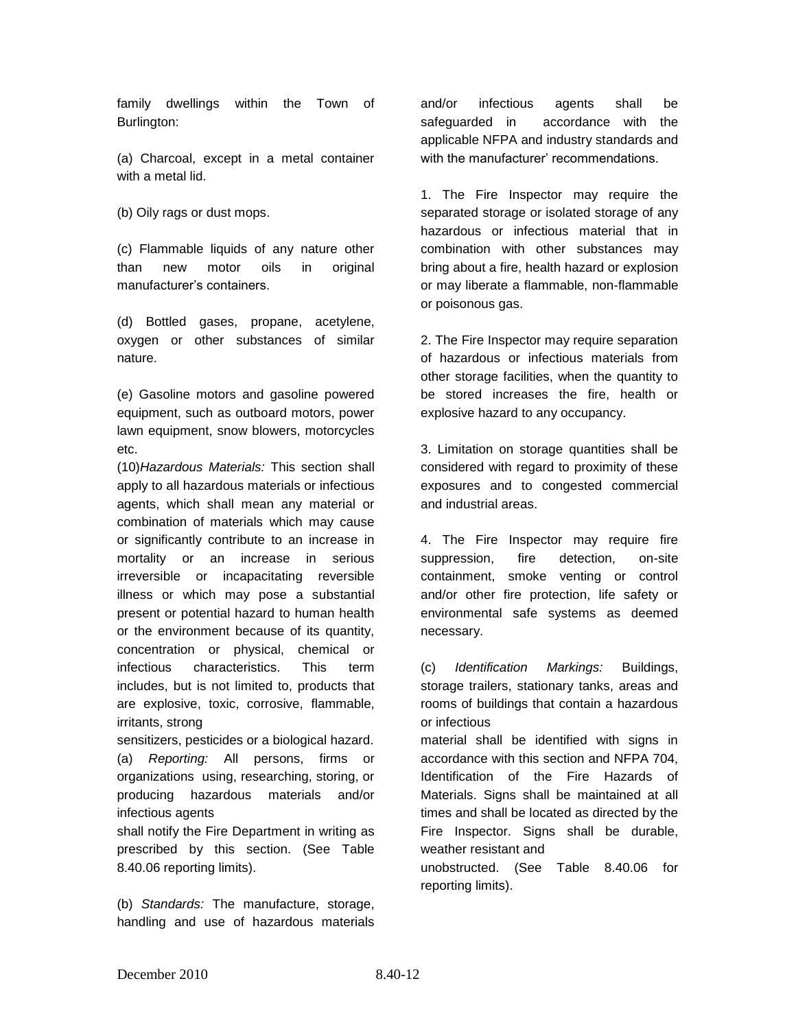family dwellings within the Town of Burlington:

(a) Charcoal, except in a metal container with a metal lid.

(b) Oily rags or dust mops.

(c) Flammable liquids of any nature other than new motor oils in original manufacturer's containers.

(d) Bottled gases, propane, acetylene, oxygen or other substances of similar nature.

(e) Gasoline motors and gasoline powered equipment, such as outboard motors, power lawn equipment, snow blowers, motorcycles etc.

(10) *Hazardous Materials:* This section shall apply to all hazardous materials or infectious agents, which shall mean any material or combination of materials which may cause or significantly contribute to an increase in mortality or an increase in serious irreversible or incapacitating reversible illness or which may pose a substantial present or potential hazard to human health or the environment because of its quantity, concentration or physical, chemical or infectious characteristics. This term includes, but is not limited to, products that are explosive, toxic, corrosive, flammable, irritants, strong sensitizers, pesticides or a biological hazard.

(a) *Reporting:* All persons, firms or organizations using, researching, storing, or producing hazardous materials and/or infectious agents shall notify the Fire Department in writing as prescribed by this section. (See Table 8.40.06 reporting limits).

(b) *Standards:* The manufacture, storage, handling and use of hazardous materials and/or infectious agents shall be safeguarded in accordance with the applicable NFPA and industry standards and with the manufacturer' recommendations.

1. The Fire Inspector may require the separated storage or isolated storage of any hazardous or infectious material that in combination with other substances may bring about a fire, health hazard or explosion or may liberate a flammable, non-flammable or poisonous gas.

2. The Fire Inspector may require separation of hazardous or infectious materials from other storage facilities, when the quantity to be stored increases the fire, health or explosive hazard to any occupancy.

3. Limitation on storage quantities shall be considered with regard to proximity of these exposures and to congested commercial and industrial areas.

4. The Fire Inspector may require fire suppression, fire detection, on-site containment, smoke venting or control and/or other fire protection, life safety or environmental safe systems as deemed necessary.

(c) *Identification Markings:* Buildings, storage trailers, stationary tanks, areas and rooms of buildings that contain a hazardous or infectious material shall be identified with signs in accordance with this section and NFPA 704, Identification of the Fire Hazards of Materials. Signs shall be maintained at all times and shall be located as directed by the Fire Inspector. Signs shall be durable, weather resistant and unobstructed. (See Table 8.40.06 for reporting limits).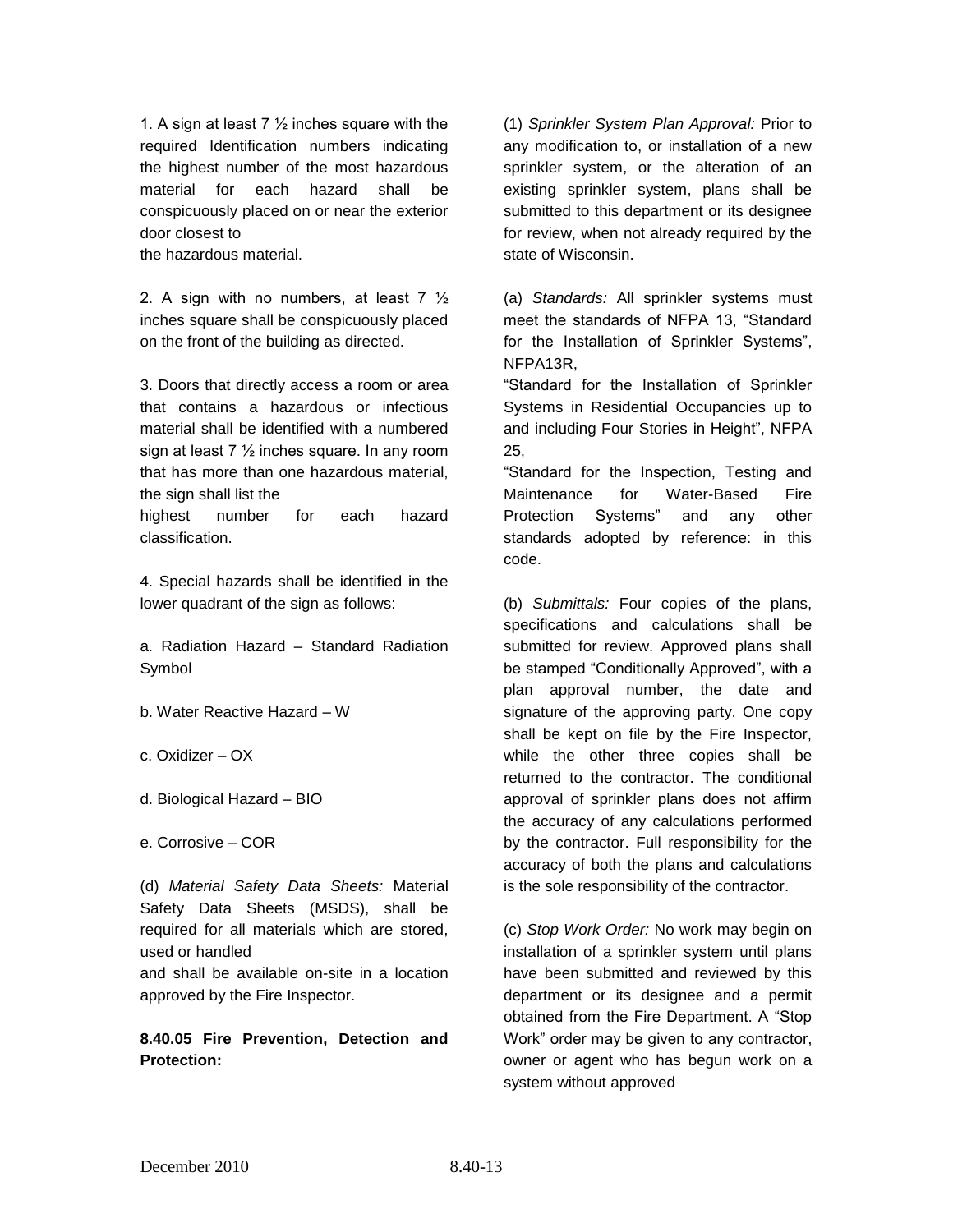1. A sign at least 7 ½ inches square with the required Identification numbers indicating the highest number of the most hazardous material for each hazard shall be conspicuously placed on or near the exterior door closest to the hazardous material.

2. A sign with no numbers, at least 7 ½ inches square shall be conspicuously placed on the front of the building as directed.

3. Doors that directly access a room or area that contains a hazardous or infectious material shall be identified with a numbered sign at least 7 ½ inches square. In any room that has more than one hazardous material, the sign shall list the highest number for each hazard classification.

4. Special hazards shall be identified in the lower quadrant of the sign as follows:

a. Radiation Hazard – Standard Radiation Symbol

b. Water Reactive Hazard – W

c. Oxidizer – OX

d. Biological Hazard – BIO

e. Corrosive – COR

(d) *Material Safety Data Sheets:* Material Safety Data Sheets (MSDS), shall be required for all materials which are stored, used or handled and shall be available on-site in a location approved by the Fire Inspector.

**8.40.05 Fire Prevention, Detection and Protection:**

(1) *Sprinkler System Plan Approval:* Prior to any modification to, or installation of a new sprinkler system, or the alteration of an existing sprinkler system, plans shall be submitted to this department or its designee for review, when not already required by the state of Wisconsin.

(a) *Standards:* All sprinkler systems must meet the standards of NFPA 13, "Standard for the Installation of Sprinkler Systems", NFPA13R, "Standard for the Installation of Sprinkler Systems in Residential Occupancies up to and including Four Stories in Height", NFPA 25, "Standard for the Inspection, Testing and Maintenance for Water-Based Fire Protection Systems" and any other standards adopted by reference: in this code.

(b) *Submittals:* Four copies of the plans, specifications and calculations shall be submitted for review. Approved plans shall be stamped "Conditionally Approved", with a plan approval number, the date and signature of the approving party. One copy shall be kept on file by the Fire Inspector, while the other three copies shall be returned to the contractor. The conditional approval of sprinkler plans does not affirm the accuracy of any calculations performed by the contractor. Full responsibility for the accuracy of both the plans and calculations is the sole responsibility of the contractor.

(c) *Stop Work Order:* No work may begin on installation of a sprinkler system until plans have been submitted and reviewed by this department or its designee and a permit obtained from the Fire Department. A "Stop Work" order may be given to any contractor, owner or agent who has begun work on a system without approved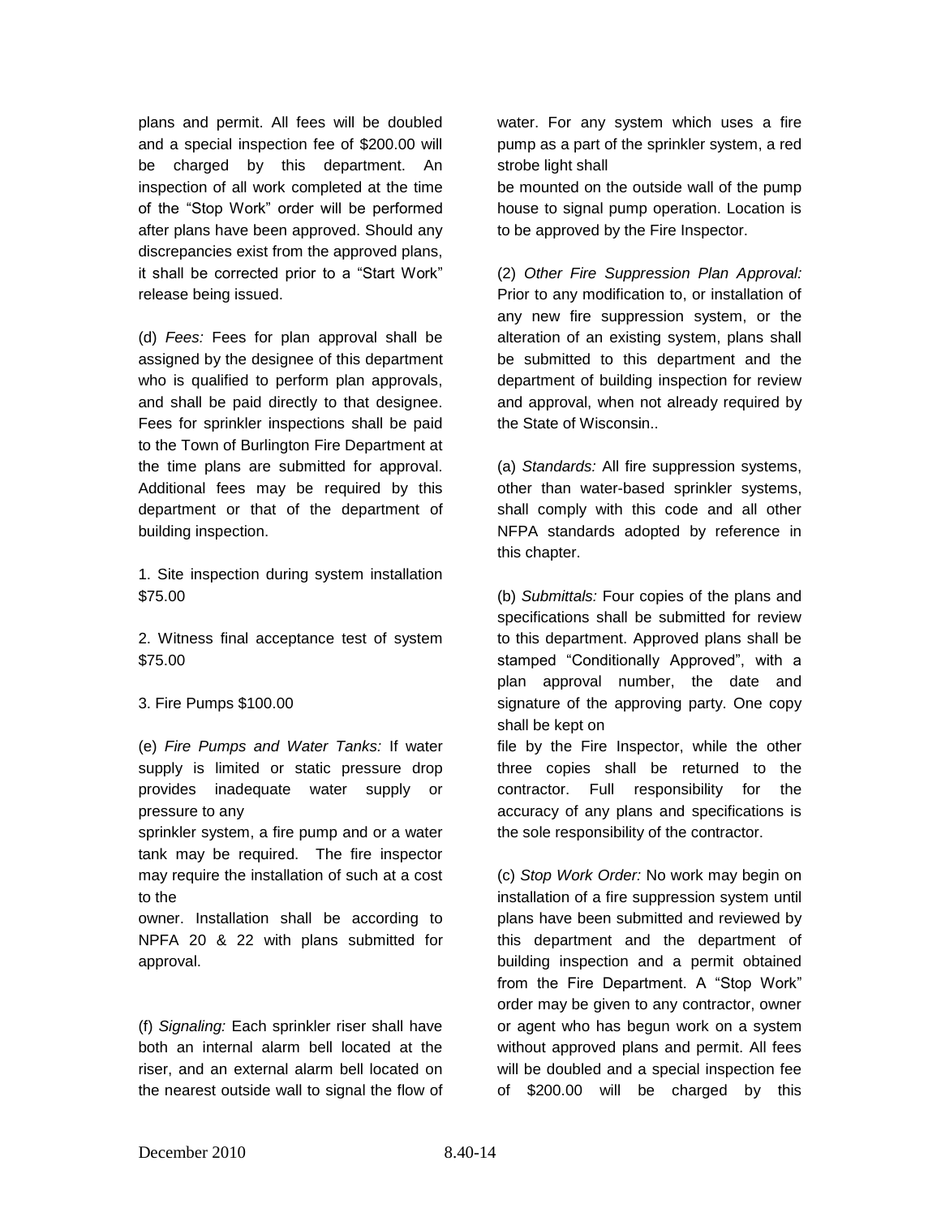plans and permit. All fees will be doubled and a special inspection fee of $200.00 will be charged by this department. An inspection of all work completed at the time of the "Stop Work" order will be performed after plans have been approved. Should any discrepancies exist from the approved plans, it shall be corrected prior to a "Start Work" release being issued.

(d) *Fees:* Fees for plan approval shall be assigned by the designee of this department who is qualified to perform plan approvals, and shall be paid directly to that designee. Fees for sprinkler inspections shall be paid to the Town of Burlington Fire Department at the time plans are submitted for approval. Additional fees may be required by this department or that of the department of building inspection.

1. Site inspection during system installation $75.00

2. Witness final acceptance test of system $75.00

3. Fire Pumps $100.00

(e) *Fire Pumps and Water Tanks:* If water supply is limited or static pressure drop provides inadequate water supply or pressure to any sprinkler system, a fire pump and or a water tank may be required. The fire inspector may require the installation of such at a cost to the owner. Installation shall be according to NPFA 20 & 22 with plans submitted for approval.

(f) *Signaling:* Each sprinkler riser shall have both an internal alarm bell located at the riser, and an external alarm bell located on the nearest outside wall to signal the flow of water. For any system which uses a fire pump as a part of the sprinkler system, a red strobe light shall be mounted on the outside wall of the pump house to signal pump operation. Location is to be approved by the Fire Inspector.

(2) *Other Fire Suppression Plan Approval:* Prior to any modification to, or installation of any new fire suppression system, or the alteration of an existing system, plans shall be submitted to this department and the department of building inspection for review and approval, when not already required by the State of Wisconsin..

(a) *Standards:* All fire suppression systems, other than water-based sprinkler systems, shall comply with this code and all other NFPA standards adopted by reference in this chapter.

(b) *Submittals:* Four copies of the plans and specifications shall be submitted for review to this department. Approved plans shall be stamped "Conditionally Approved", with a plan approval number, the date and signature of the approving party. One copy shall be kept on file by the Fire Inspector, while the other three copies shall be returned to the contractor. Full responsibility for the accuracy of any plans and specifications is the sole responsibility of the contractor.

(c) *Stop Work Order:* No work may begin on installation of a fire suppression system until plans have been submitted and reviewed by this department and the department of building inspection and a permit obtained from the Fire Department. A "Stop Work" order may be given to any contractor, owner or agent who has begun work on a system without approved plans and permit. All fees will be doubled and a special inspection fee of $200.00 will be charged by this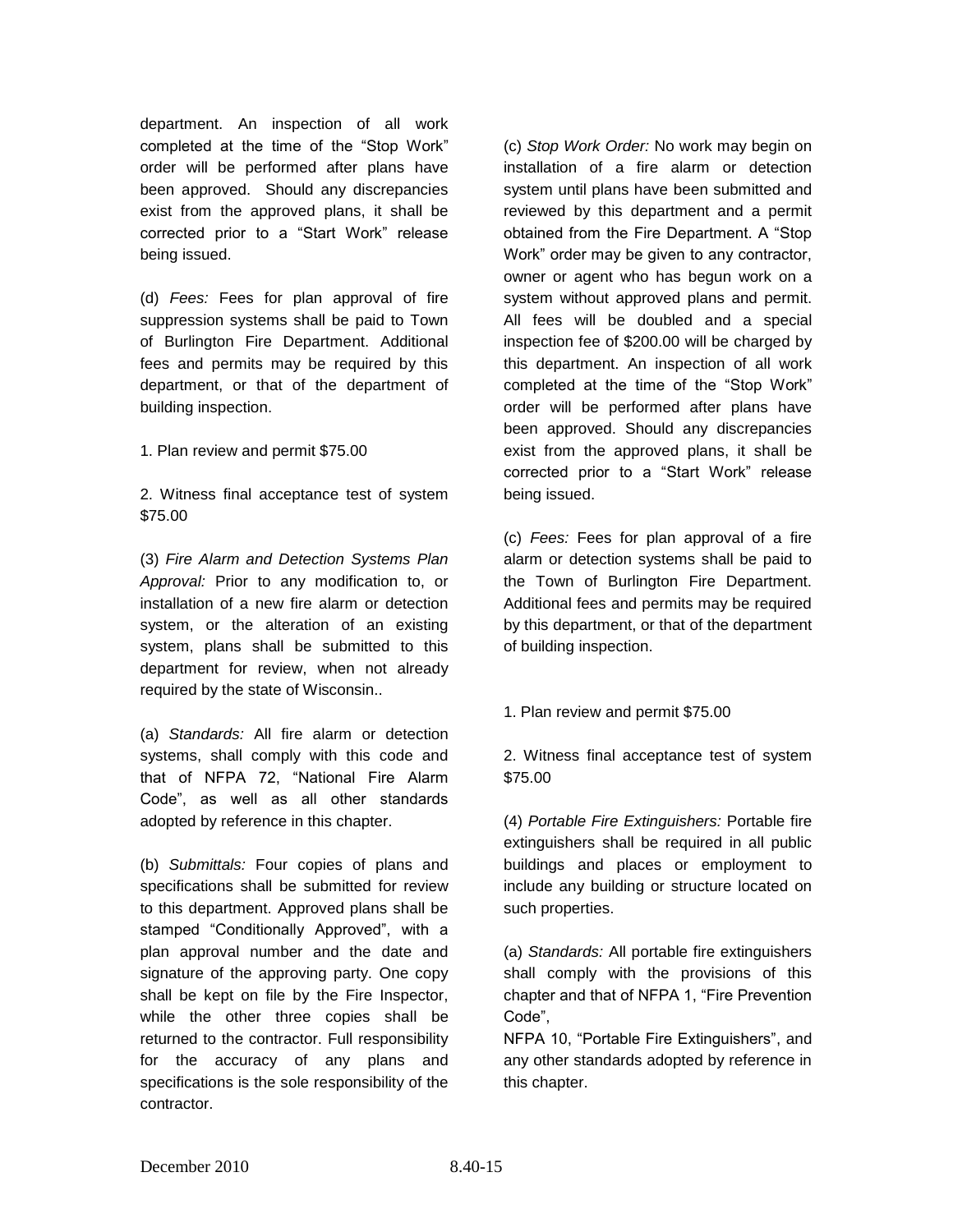department. An inspection of all work completed at the time of the "Stop Work" order will be performed after plans have been approved. Should any discrepancies exist from the approved plans, it shall be corrected prior to a "Start Work" release being issued.

(d) *Fees:* Fees for plan approval of fire suppression systems shall be paid to Town of Burlington Fire Department. Additional fees and permits may be required by this department, or that of the department of building inspection.

1. Plan review and permit $75.00

2. Witness final acceptance test of system $75.00

(3) *Fire Alarm and Detection Systems Plan Approval:* Prior to any modification to, or installation of a new fire alarm or detection system, or the alteration of an existing system, plans shall be submitted to this department for review, when not already required by the state of Wisconsin..

(a) *Standards:* All fire alarm or detection systems, shall comply with this code and that of NFPA 72, "National Fire Alarm Code", as well as all other standards adopted by reference in this chapter.

(b) *Submittals:* Four copies of plans and specifications shall be submitted for review to this department. Approved plans shall be stamped "Conditionally Approved", with a plan approval number and the date and signature of the approving party. One copy shall be kept on file by the Fire Inspector, while the other three copies shall be returned to the contractor. Full responsibility for the accuracy of any plans and specifications is the sole responsibility of the contractor.

(c) *Stop Work Order:* No work may begin on installation of a fire alarm or detection system until plans have been submitted and reviewed by this department and a permit obtained from the Fire Department. A "Stop Work" order may be given to any contractor, owner or agent who has begun work on a system without approved plans and permit. All fees will be doubled and a special inspection fee of $200.00 will be charged by this department. An inspection of all work completed at the time of the "Stop Work" order will be performed after plans have been approved. Should any discrepancies exist from the approved plans, it shall be corrected prior to a "Start Work" release being issued.

(c) *Fees:* Fees for plan approval of a fire alarm or detection systems shall be paid to the Town of Burlington Fire Department. Additional fees and permits may be required by this department, or that of the department of building inspection.

1. Plan review and permit $75.00

2. Witness final acceptance test of system $75.00

(4) *Portable Fire Extinguishers:* Portable fire extinguishers shall be required in all public buildings and places or employment to include any building or structure located on such properties.

(a) *Standards:* All portable fire extinguishers shall comply with the provisions of this chapter and that of NFPA 1, "Fire Prevention Code",
NFPA 10, "Portable Fire Extinguishers", and any other standards adopted by reference in this chapter.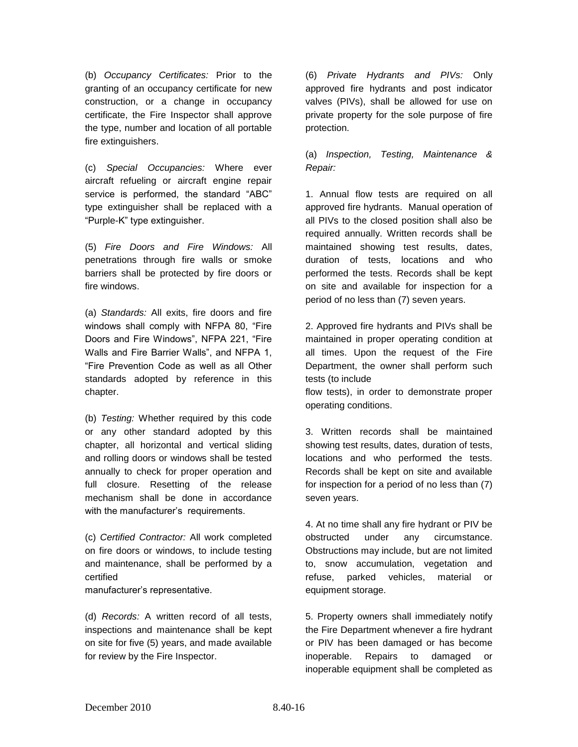(b) *Occupancy Certificates:* Prior to the granting of an occupancy certificate for new construction, or a change in occupancy certificate, the Fire Inspector shall approve the type, number and location of all portable fire extinguishers.

(c) *Special Occupancies:* Where ever aircraft refueling or aircraft engine repair service is performed, the standard "ABC" type extinguisher shall be replaced with a "Purple-K" type extinguisher.

(5) *Fire Doors and Fire Windows:* All penetrations through fire walls or smoke barriers shall be protected by fire doors or fire windows.

(a) *Standards:* All exits, fire doors and fire windows shall comply with NFPA 80, "Fire Doors and Fire Windows", NFPA 221, "Fire Walls and Fire Barrier Walls", and NFPA 1, "Fire Prevention Code as well as all Other standards adopted by reference in this chapter.

(b) *Testing:* Whether required by this code or any other standard adopted by this chapter, all horizontal and vertical sliding and rolling doors or windows shall be tested annually to check for proper operation and full closure. Resetting of the release mechanism shall be done in accordance with the manufacturer's requirements.

(c) *Certified Contractor:* All work completed on fire doors or windows, to include testing and maintenance, shall be performed by a certified manufacturer's representative.

(d) *Records:* A written record of all tests, inspections and maintenance shall be kept on site for five (5) years, and made available for review by the Fire Inspector.

(6) *Private Hydrants and PIVs:* Only approved fire hydrants and post indicator valves (PIVs), shall be allowed for use on private property for the sole purpose of fire protection.

(a) *Inspection, Testing, Maintenance & Repair:*

1. Annual flow tests are required on all approved fire hydrants. Manual operation of all PIVs to the closed position shall also be required annually. Written records shall be maintained showing test results, dates, duration of tests, locations and who performed the tests. Records shall be kept on site and available for inspection for a period of no less than (7) seven years.

2. Approved fire hydrants and PIVs shall be maintained in proper operating condition at all times. Upon the request of the Fire Department, the owner shall perform such tests (to include flow tests), in order to demonstrate proper operating conditions.

3. Written records shall be maintained showing test results, dates, duration of tests, locations and who performed the tests. Records shall be kept on site and available for inspection for a period of no less than (7) seven years.

4. At no time shall any fire hydrant or PIV be obstructed under any circumstance. Obstructions may include, but are not limited to, snow accumulation, vegetation and refuse, parked vehicles, material or equipment storage.

5. Property owners shall immediately notify the Fire Department whenever a fire hydrant or PIV has been damaged or has become inoperable. Repairs to damaged or inoperable equipment shall be completed as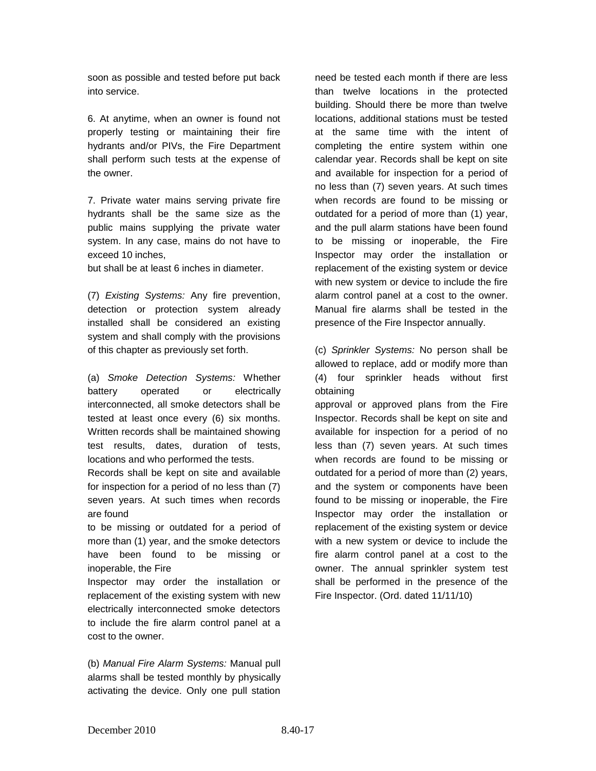soon as possible and tested before put back into service.

6. At anytime, when an owner is found not properly testing or maintaining their fire hydrants and/or PIVs, the Fire Department shall perform such tests at the expense of the owner.

7. Private water mains serving private fire hydrants shall be the same size as the public mains supplying the private water system. In any case, mains do not have to exceed 10 inches, but shall be at least 6 inches in diameter.

(7) *Existing Systems:* Any fire prevention, detection or protection system already installed shall be considered an existing system and shall comply with the provisions of this chapter as previously set forth.

(a) *Smoke Detection Systems:* Whether battery operated or electrically interconnected, all smoke detectors shall be tested at least once every (6) six months. Written records shall be maintained showing test results, dates, duration of tests, locations and who performed the tests. Records shall be kept on site and available for inspection for a period of no less than (7) seven years. At such times when records are found to be missing or outdated for a period of more than (1) year, and the smoke detectors have been found to be missing or inoperable, the Fire Inspector may order the installation or replacement of the existing system with new electrically interconnected smoke detectors to include the fire alarm control panel at a cost to the owner.

(b) *Manual Fire Alarm Systems:* Manual pull alarms shall be tested monthly by physically activating the device. Only one pull station need be tested each month if there are less than twelve locations in the protected building. Should there be more than twelve locations, additional stations must be tested at the same time with the intent of completing the entire system within one calendar year. Records shall be kept on site and available for inspection for a period of no less than (7) seven years. At such times when records are found to be missing or outdated for a period of more than (1) year, and the pull alarm stations have been found to be missing or inoperable, the Fire Inspector may order the installation or replacement of the existing system or device with new system or device to include the fire alarm control panel at a cost to the owner. Manual fire alarms shall be tested in the presence of the Fire Inspector annually.

(c) *Sprinkler Systems:* No person shall be allowed to replace, add or modify more than (4) four sprinkler heads without first obtaining approval or approved plans from the Fire Inspector. Records shall be kept on site and available for inspection for a period of no less than (7) seven years. At such times when records are found to be missing or outdated for a period of more than (2) years, and the system or components have been found to be missing or inoperable, the Fire Inspector may order the installation or replacement of the existing system or device with a new system or device to include the fire alarm control panel at a cost to the owner. The annual sprinkler system test shall be performed in the presence of the Fire Inspector. (Ord. dated 11/11/10)